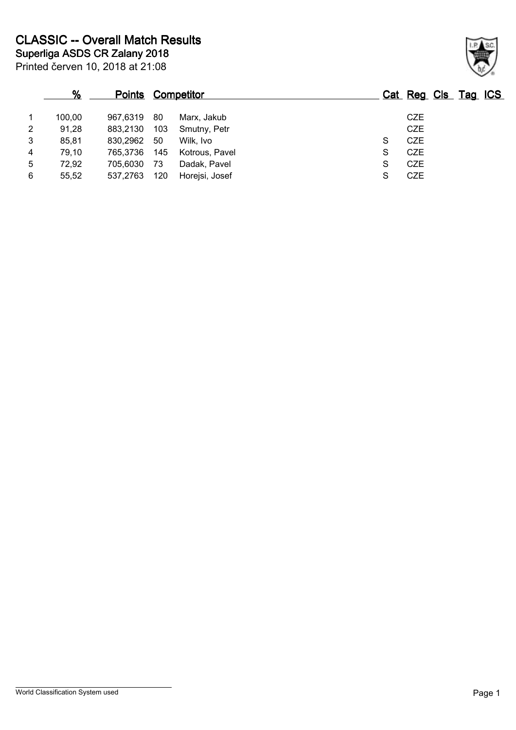# CLASSIC -- Overall Match Results

## Superliga ASDS CR Zalany 2018

Printed červen 10, 2018 at 21:08

| | % | Points | Competitor | | Cat | Reg | Cls | Tag | ICS |
|---|---|---|---|---|---|---|---|---|---|
| 1 | 100,00 | 967,6319 | 80 | Marx, Jakub | | CZE | | | |
| 2 | 91,28 | 883,2130 | 103 | Smutny, Petr | | CZE | | | |
| 3 | 85,81 | 830,2962 | 50 | Wilk, Ivo | S | CZE | | | |
| 4 | 79,10 | 765,3736 | 145 | Kotrous, Pavel | S | CZE | | | |
| 5 | 72,92 | 705,6030 | 73 | Dadak, Pavel | S | CZE | | | |
| 6 | 55,52 | 537,2763 | 120 | Horejsi, Josef | S | CZE | | | |

World Classification System used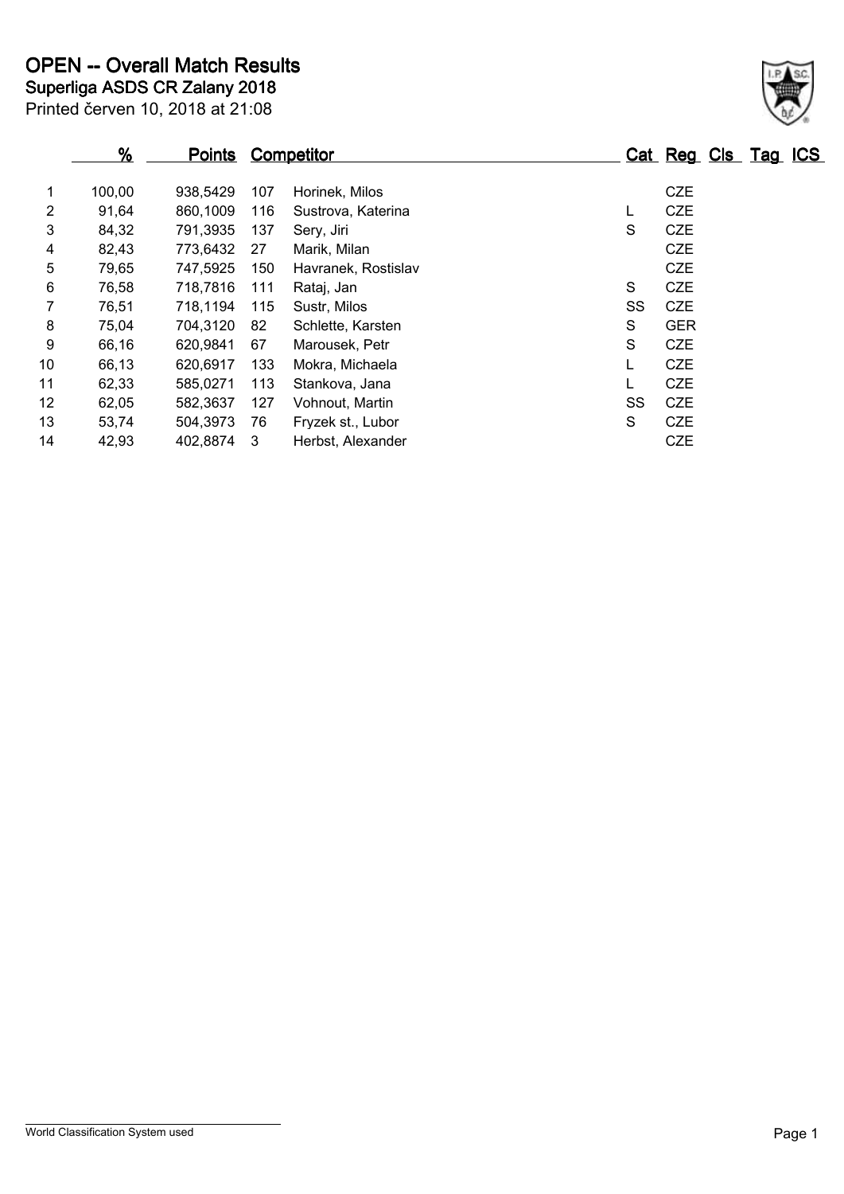# OPEN -- Overall Match Results

**Superliga ASDS CR Zalany 2018**

Printed červen 10, 2018 at 21:08

| | % | Points | Competitor | | Cat | Reg | Cls | Tag | ICS |
|---|---|---|---|---|---|---|---|---|---|
| 1 | 100,00 | 938,5429 | 107 | Horinek, Milos | | CZE | | | |
| 2 | 91,64 | 860,1009 | 116 | Sustrova, Katerina | L | CZE | | | |
| 3 | 84,32 | 791,3935 | 137 | Sery, Jiri | S | CZE | | | |
| 4 | 82,43 | 773,6432 | 27 | Marik, Milan | | CZE | | | |
| 5 | 79,65 | 747,5925 | 150 | Havranek, Rostislav | | CZE | | | |
| 6 | 76,58 | 718,7816 | 111 | Rataj, Jan | S | CZE | | | |
| 7 | 76,51 | 718,1194 | 115 | Sustr, Milos | SS | CZE | | | |
| 8 | 75,04 | 704,3120 | 82 | Schlette, Karsten | S | GER | | | |
| 9 | 66,16 | 620,9841 | 67 | Marousek, Petr | S | CZE | | | |
| 10 | 66,13 | 620,6917 | 133 | Mokra, Michaela | L | CZE | | | |
| 11 | 62,33 | 585,0271 | 113 | Stankova, Jana | L | CZE | | | |
| 12 | 62,05 | 582,3637 | 127 | Vohnout, Martin | SS | CZE | | | |
| 13 | 53,74 | 504,3973 | 76 | Fryzek st., Lubor | S | CZE | | | |
| 14 | 42,93 | 402,8874 | 3 | Herbst, Alexander | | CZE | | | |

World Classification System used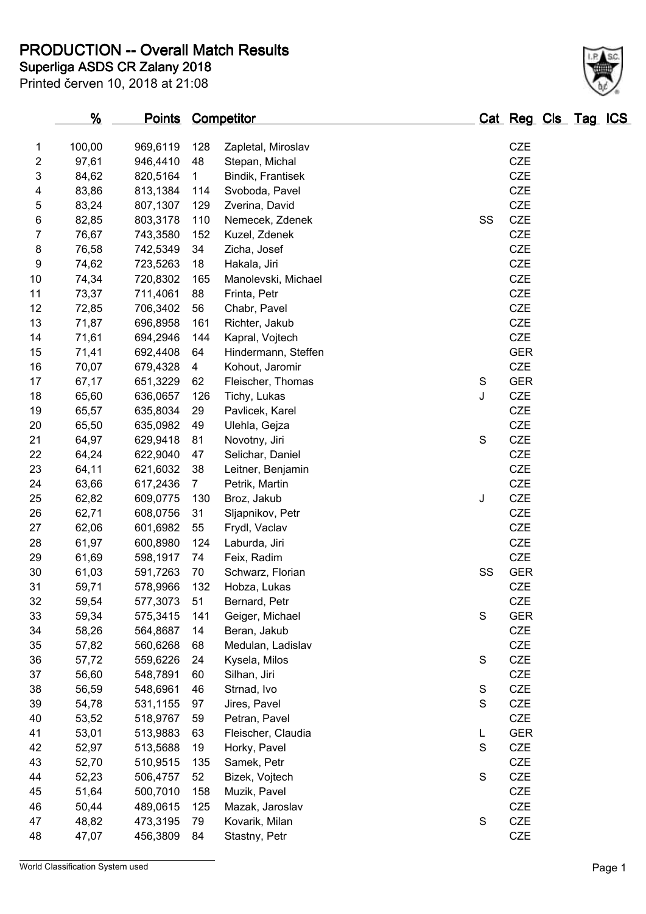# PRODUCTION -- Overall Match Results

## Superliga ASDS CR Zalany 2018

Printed červen 10, 2018 at 21:08

| | % | Points | Competitor | | Cat | Reg | Cls | Tag | ICS |
|---|---|---|---|---|---|---|---|---|---|
| 1 | 100,00 | 969,6119 | 128 | Zapletal, Miroslav | | CZE | | | |
| 2 | 97,61 | 946,4410 | 48 | Stepan, Michal | | CZE | | | |
| 3 | 84,62 | 820,5164 | 1 | Bindik, Frantisek | | CZE | | | |
| 4 | 83,86 | 813,1384 | 114 | Svoboda, Pavel | | CZE | | | |
| 5 | 83,24 | 807,1307 | 129 | Zverina, David | | CZE | | | |
| 6 | 82,85 | 803,3178 | 110 | Nemecek, Zdenek | SS | CZE | | | |
| 7 | 76,67 | 743,3580 | 152 | Kuzel, Zdenek | | CZE | | | |
| 8 | 76,58 | 742,5349 | 34 | Zicha, Josef | | CZE | | | |
| 9 | 74,62 | 723,5263 | 18 | Hakala, Jiri | | CZE | | | |
| 10 | 74,34 | 720,8302 | 165 | Manolevski, Michael | | CZE | | | |
| 11 | 73,37 | 711,4061 | 88 | Frinta, Petr | | CZE | | | |
| 12 | 72,85 | 706,3402 | 56 | Chabr, Pavel | | CZE | | | |
| 13 | 71,87 | 696,8958 | 161 | Richter, Jakub | | CZE | | | |
| 14 | 71,61 | 694,2946 | 144 | Kapral, Vojtech | | CZE | | | |
| 15 | 71,41 | 692,4408 | 64 | Hindermann, Steffen | | GER | | | |
| 16 | 70,07 | 679,4328 | 4 | Kohout, Jaromir | | CZE | | | |
| 17 | 67,17 | 651,3229 | 62 | Fleischer, Thomas | S | GER | | | |
| 18 | 65,60 | 636,0657 | 126 | Tichy, Lukas | J | CZE | | | |
| 19 | 65,57 | 635,8034 | 29 | Pavlicek, Karel | | CZE | | | |
| 20 | 65,50 | 635,0982 | 49 | Ulehla, Gejza | | CZE | | | |
| 21 | 64,97 | 629,9418 | 81 | Novotny, Jiri | S | CZE | | | |
| 22 | 64,24 | 622,9040 | 47 | Selichar, Daniel | | CZE | | | |
| 23 | 64,11 | 621,6032 | 38 | Leitner, Benjamin | | CZE | | | |
| 24 | 63,66 | 617,2436 | 7 | Petrik, Martin | | CZE | | | |
| 25 | 62,82 | 609,0775 | 130 | Broz, Jakub | J | CZE | | | |
| 26 | 62,71 | 608,0756 | 31 | Sljapnikov, Petr | | CZE | | | |
| 27 | 62,06 | 601,6982 | 55 | Frydl, Vaclav | | CZE | | | |
| 28 | 61,97 | 600,8980 | 124 | Laburda, Jiri | | CZE | | | |
| 29 | 61,69 | 598,1917 | 74 | Feix, Radim | | CZE | | | |
| 30 | 61,03 | 591,7263 | 70 | Schwarz, Florian | SS | GER | | | |
| 31 | 59,71 | 578,9966 | 132 | Hobza, Lukas | | CZE | | | |
| 32 | 59,54 | 577,3073 | 51 | Bernard, Petr | | CZE | | | |
| 33 | 59,34 | 575,3415 | 141 | Geiger, Michael | S | GER | | | |
| 34 | 58,26 | 564,8687 | 14 | Beran, Jakub | | CZE | | | |
| 35 | 57,82 | 560,6268 | 68 | Medulan, Ladislav | | CZE | | | |
| 36 | 57,72 | 559,6226 | 24 | Kysela, Milos | S | CZE | | | |
| 37 | 56,60 | 548,7891 | 60 | Silhan, Jiri | | CZE | | | |
| 38 | 56,59 | 548,6961 | 46 | Strnad, Ivo | S | CZE | | | |
| 39 | 54,78 | 531,1155 | 97 | Jires, Pavel | S | CZE | | | |
| 40 | 53,52 | 518,9767 | 59 | Petran, Pavel | | CZE | | | |
| 41 | 53,01 | 513,9883 | 63 | Fleischer, Claudia | L | GER | | | |
| 42 | 52,97 | 513,5688 | 19 | Horky, Pavel | S | CZE | | | |
| 43 | 52,70 | 510,9515 | 135 | Samek, Petr | | CZE | | | |
| 44 | 52,23 | 506,4757 | 52 | Bizek, Vojtech | S | CZE | | | |
| 45 | 51,64 | 500,7010 | 158 | Muzik, Pavel | | CZE | | | |
| 46 | 50,44 | 489,0615 | 125 | Mazak, Jaroslav | | CZE | | | |
| 47 | 48,82 | 473,3195 | 79 | Kovarik, Milan | S | CZE | | | |
| 48 | 47,07 | 456,3809 | 84 | Stastny, Petr | | CZE | | | |

World Classification System used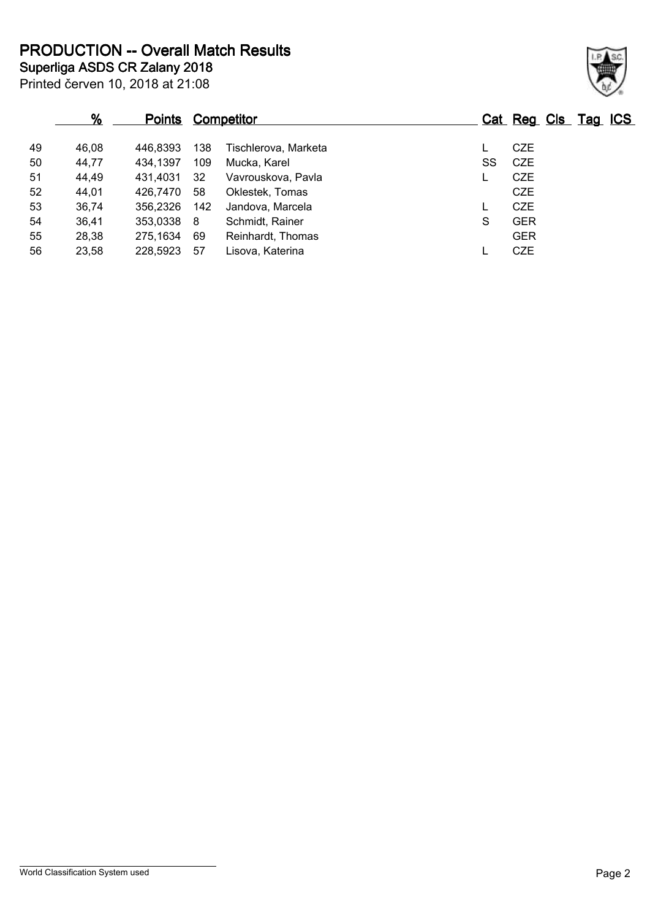# PRODUCTION -- Overall Match Results

## Superliga ASDS CR Zalany 2018

Printed červen 10, 2018 at 21:08

| | % | Points | | Competitor | Cat | Reg | Cls | Tag | ICS |
|---|---|---|---|---|---|---|---|---|---|
| 49 | 46,08 | 446,8393 | 138 | Tischlerova, Marketa | L | CZE | | | |
| 50 | 44,77 | 434,1397 | 109 | Mucka, Karel | SS | CZE | | | |
| 51 | 44,49 | 431,4031 | 32 | Vavrouskova, Pavla | L | CZE | | | |
| 52 | 44,01 | 426,7470 | 58 | Oklestek, Tomas | | CZE | | | |
| 53 | 36,74 | 356,2326 | 142 | Jandova, Marcela | L | CZE | | | |
| 54 | 36,41 | 353,0338 | 8 | Schmidt, Rainer | S | GER | | | |
| 55 | 28,38 | 275,1634 | 69 | Reinhardt, Thomas | | GER | | | |
| 56 | 23,58 | 228,5923 | 57 | Lisova, Katerina | L | CZE | | | |

World Classification System used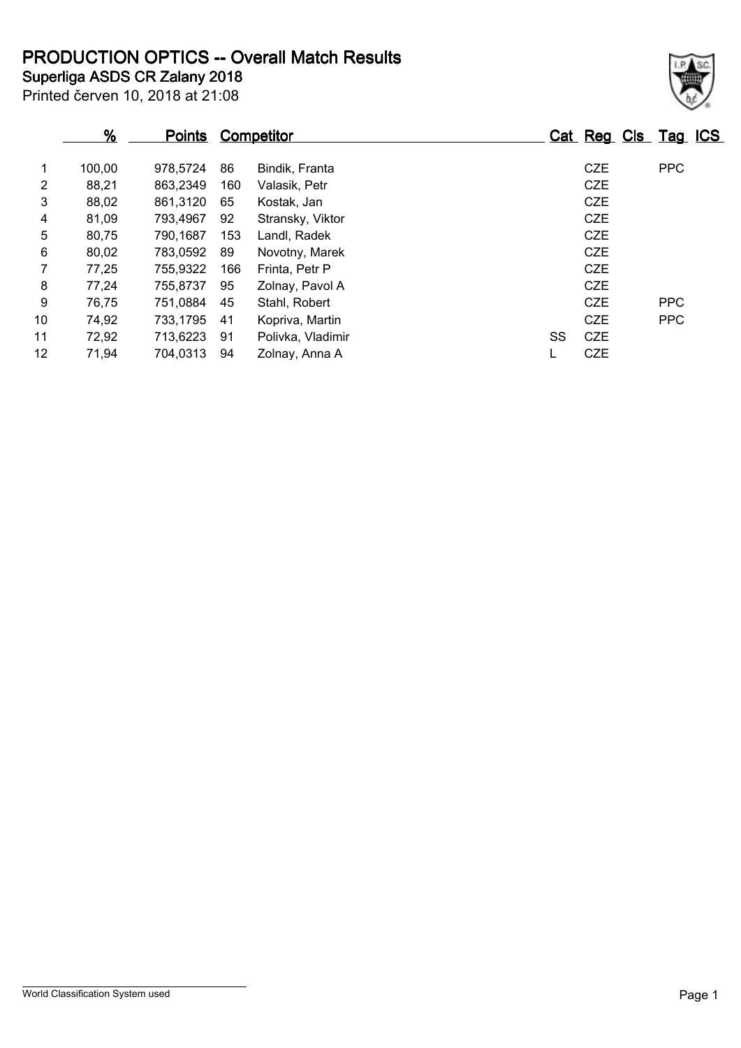# PRODUCTION OPTICS -- Overall Match Results

## Superliga ASDS CR Zalany 2018

Printed červen 10, 2018 at 21:08

| | % | Points | Competitor | | Cat | Reg | Cls | Tag | ICS |
|---|---|---|---|---|---|---|---|---|---|
| 1 | 100,00 | 978,5724 | 86 | Bindik, Franta | | CZE | | PPC | |
| 2 | 88,21 | 863,2349 | 160 | Valasik, Petr | | CZE | | | |
| 3 | 88,02 | 861,3120 | 65 | Kostak, Jan | | CZE | | | |
| 4 | 81,09 | 793,4967 | 92 | Stransky, Viktor | | CZE | | | |
| 5 | 80,75 | 790,1687 | 153 | Landl, Radek | | CZE | | | |
| 6 | 80,02 | 783,0592 | 89 | Novotny, Marek | | CZE | | | |
| 7 | 77,25 | 755,9322 | 166 | Frinta, Petr P | | CZE | | | |
| 8 | 77,24 | 755,8737 | 95 | Zolnay, Pavol A | | CZE | | | |
| 9 | 76,75 | 751,0884 | 45 | Stahl, Robert | | CZE | | PPC | |
| 10 | 74,92 | 733,1795 | 41 | Kopriva, Martin | | CZE | | PPC | |
| 11 | 72,92 | 713,6223 | 91 | Polivka, Vladimir | SS | CZE | | | |
| 12 | 71,94 | 704,0313 | 94 | Zolnay, Anna A | L | CZE | | | |

World Classification System used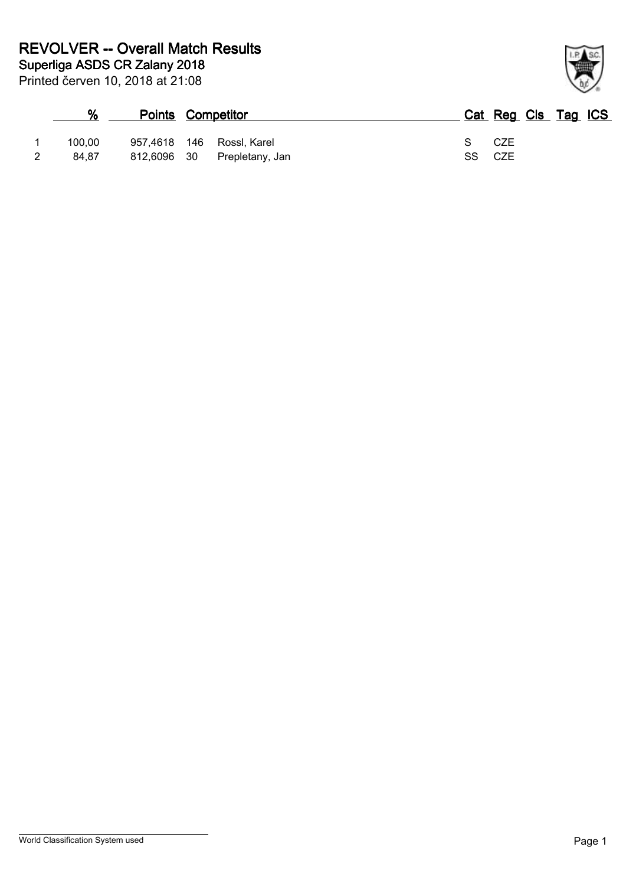# REVOLVER -- Overall Match Results

## Superliga ASDS CR Zalany 2018

Printed červen 10, 2018 at 21:08

| | % | Points | | Competitor | Cat | Reg | Cls | Tag | ICS |
|---|---|---|---|---|---|---|---|---|---|
| 1 | 100,00 | 957,4618 | 146 | Rossl, Karel | S | CZE | | | |
| 2 | 84,87 | 812,6096 | 30 | Prepletany, Jan | SS | CZE | | | |

World Classification System used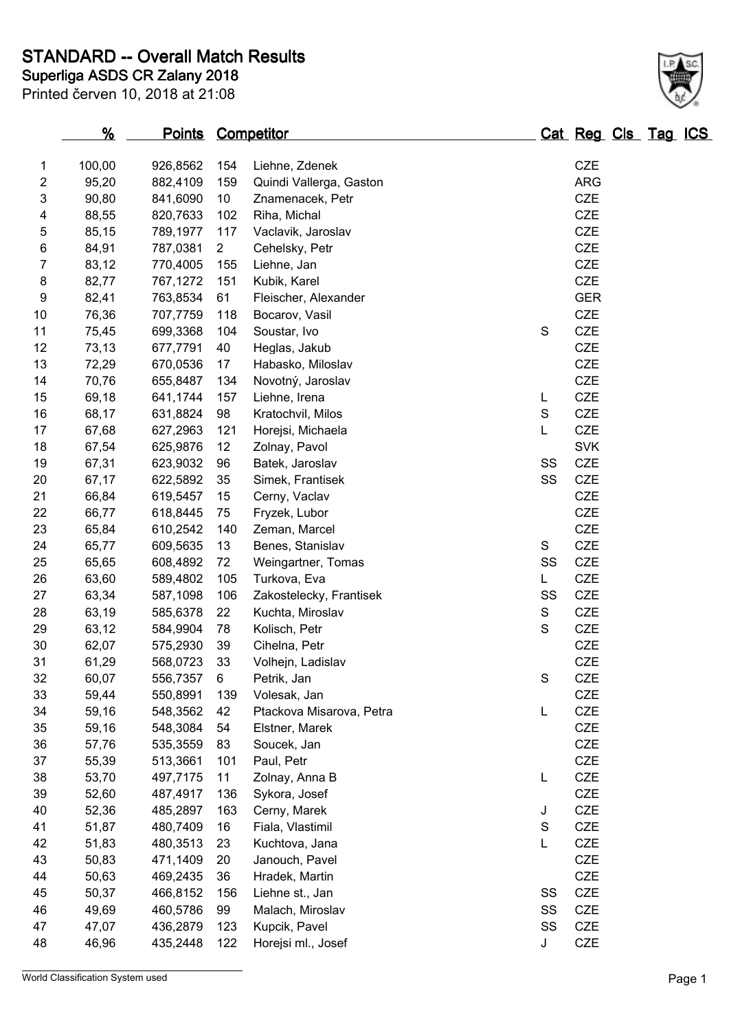# STANDARD -- Overall Match Results

## Superliga ASDS CR Zalany 2018

Printed červen 10, 2018 at 21:08

|  | % | Points | Competitor |  | Cat | Reg | Cls | Tag | ICS |
|---|---|---|---|---|---|---|---|---|---|
| 1 | 100,00 | 926,8562 | 154 | Liehne, Zdenek |  | CZE |  |  |  |
| 2 | 95,20 | 882,4109 | 159 | Quindi Vallerga, Gaston |  | ARG |  |  |  |
| 3 | 90,80 | 841,6090 | 10 | Znamenacek, Petr |  | CZE |  |  |  |
| 4 | 88,55 | 820,7633 | 102 | Riha, Michal |  | CZE |  |  |  |
| 5 | 85,15 | 789,1977 | 117 | Vaclavik, Jaroslav |  | CZE |  |  |  |
| 6 | 84,91 | 787,0381 | 2 | Cehelsky, Petr |  | CZE |  |  |  |
| 7 | 83,12 | 770,4005 | 155 | Liehne, Jan |  | CZE |  |  |  |
| 8 | 82,77 | 767,1272 | 151 | Kubik, Karel |  | CZE |  |  |  |
| 9 | 82,41 | 763,8534 | 61 | Fleischer, Alexander |  | GER |  |  |  |
| 10 | 76,36 | 707,7759 | 118 | Bocarov, Vasil |  | CZE |  |  |  |
| 11 | 75,45 | 699,3368 | 104 | Soustar, Ivo | S | CZE |  |  |  |
| 12 | 73,13 | 677,7791 | 40 | Heglas, Jakub |  | CZE |  |  |  |
| 13 | 72,29 | 670,0536 | 17 | Habasko, Miloslav |  | CZE |  |  |  |
| 14 | 70,76 | 655,8487 | 134 | Novotný, Jaroslav |  | CZE |  |  |  |
| 15 | 69,18 | 641,1744 | 157 | Liehne, Irena | L | CZE |  |  |  |
| 16 | 68,17 | 631,8824 | 98 | Kratochvil, Milos | S | CZE |  |  |  |
| 17 | 67,68 | 627,2963 | 121 | Horejsi, Michaela | L | CZE |  |  |  |
| 18 | 67,54 | 625,9876 | 12 | Zolnay, Pavol |  | SVK |  |  |  |
| 19 | 67,31 | 623,9032 | 96 | Batek, Jaroslav | SS | CZE |  |  |  |
| 20 | 67,17 | 622,5892 | 35 | Simek, Frantisek | SS | CZE |  |  |  |
| 21 | 66,84 | 619,5457 | 15 | Cerny, Vaclav |  | CZE |  |  |  |
| 22 | 66,77 | 618,8445 | 75 | Fryzek, Lubor |  | CZE |  |  |  |
| 23 | 65,84 | 610,2542 | 140 | Zeman, Marcel |  | CZE |  |  |  |
| 24 | 65,77 | 609,5635 | 13 | Benes, Stanislav | S | CZE |  |  |  |
| 25 | 65,65 | 608,4892 | 72 | Weingartner, Tomas | SS | CZE |  |  |  |
| 26 | 63,60 | 589,4802 | 105 | Turkova, Eva | L | CZE |  |  |  |
| 27 | 63,34 | 587,1098 | 106 | Zakostelecky, Frantisek | SS | CZE |  |  |  |
| 28 | 63,19 | 585,6378 | 22 | Kuchta, Miroslav | S | CZE |  |  |  |
| 29 | 63,12 | 584,9904 | 78 | Kolisch, Petr | S | CZE |  |  |  |
| 30 | 62,07 | 575,2930 | 39 | Cihelna, Petr |  | CZE |  |  |  |
| 31 | 61,29 | 568,0723 | 33 | Volhejn, Ladislav |  | CZE |  |  |  |
| 32 | 60,07 | 556,7357 | 6 | Petrik, Jan | S | CZE |  |  |  |
| 33 | 59,44 | 550,8991 | 139 | Volesak, Jan |  | CZE |  |  |  |
| 34 | 59,16 | 548,3562 | 42 | Ptackova Misarova, Petra | L | CZE |  |  |  |
| 35 | 59,16 | 548,3084 | 54 | Elstner, Marek |  | CZE |  |  |  |
| 36 | 57,76 | 535,3559 | 83 | Soucek, Jan |  | CZE |  |  |  |
| 37 | 55,39 | 513,3661 | 101 | Paul, Petr |  | CZE |  |  |  |
| 38 | 53,70 | 497,7175 | 11 | Zolnay, Anna B | L | CZE |  |  |  |
| 39 | 52,60 | 487,4917 | 136 | Sykora, Josef |  | CZE |  |  |  |
| 40 | 52,36 | 485,2897 | 163 | Cerny, Marek | J | CZE |  |  |  |
| 41 | 51,87 | 480,7409 | 16 | Fiala, Vlastimil | S | CZE |  |  |  |
| 42 | 51,83 | 480,3513 | 23 | Kuchtova, Jana | L | CZE |  |  |  |
| 43 | 50,83 | 471,1409 | 20 | Janouch, Pavel |  | CZE |  |  |  |
| 44 | 50,63 | 469,2435 | 36 | Hradek, Martin |  | CZE |  |  |  |
| 45 | 50,37 | 466,8152 | 156 | Liehne st., Jan | SS | CZE |  |  |  |
| 46 | 49,69 | 460,5786 | 99 | Malach, Miroslav | SS | CZE |  |  |  |
| 47 | 47,07 | 436,2879 | 123 | Kupcik, Pavel | SS | CZE |  |  |  |
| 48 | 46,96 | 435,2448 | 122 | Horejsi ml., Josef | J | CZE |  |  |  |

World Classification System used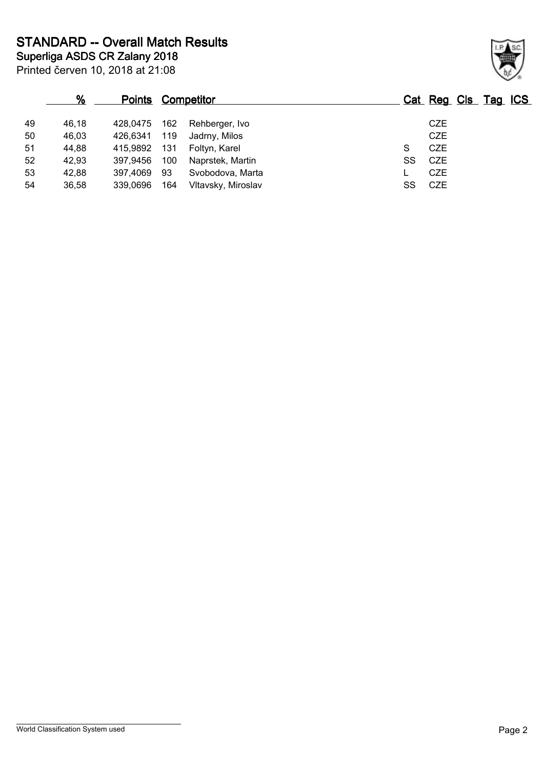# STANDARD -- Overall Match Results

## Superliga ASDS CR Zalany 2018

Printed červen 10, 2018 at 21:08

| | % | Points | Competitor | | Cat | Reg | Cls | Tag | ICS |
|---|---|---|---|---|---|---|---|---|---|
| 49 | 46,18 | 428,0475 | 162 | Rehberger, Ivo | | CZE | | | |
| 50 | 46,03 | 426,6341 | 119 | Jadrny, Milos | | CZE | | | |
| 51 | 44,88 | 415,9892 | 131 | Foltyn, Karel | S | CZE | | | |
| 52 | 42,93 | 397,9456 | 100 | Naprstek, Martin | SS | CZE | | | |
| 53 | 42,88 | 397,4069 | 93 | Svobodova, Marta | L | CZE | | | |
| 54 | 36,58 | 339,0696 | 164 | Vltavsky, Miroslav | SS | CZE | | | |

World Classification System used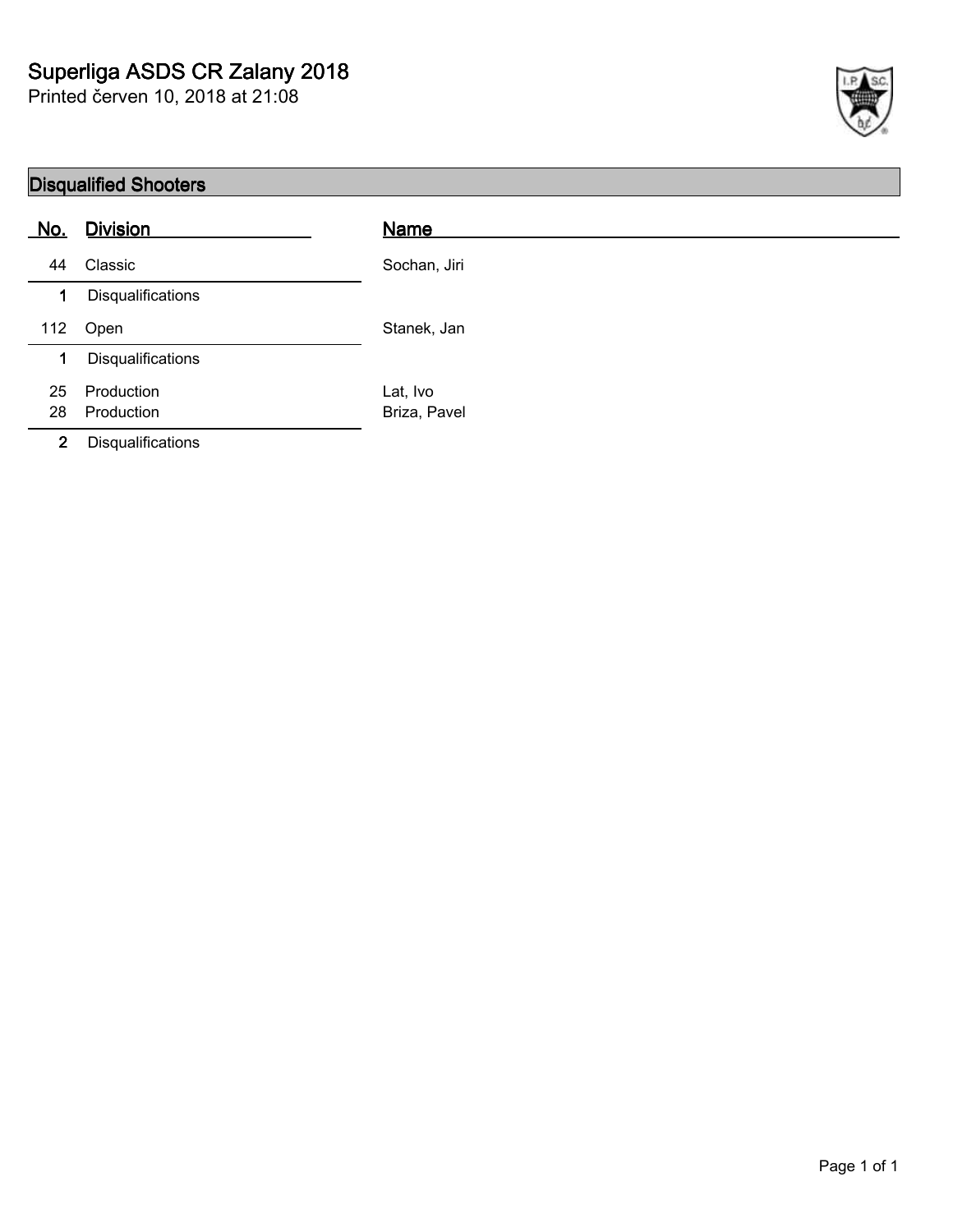# Superliga ASDS CR Zalany 2018

Printed červen 10, 2018 at 21:08

## Disqualified Shooters

| No. | Division | Name |
|---|---|---|
| 44 | Classic | Sochan, Jiri |
| 1 | Disqualifications | |
| 112 | Open | Stanek, Jan |
| 1 | Disqualifications | |
| 25 | Production | Lat, Ivo |
| 28 | Production | Briza, Pavel |
| 2 | Disqualifications | |